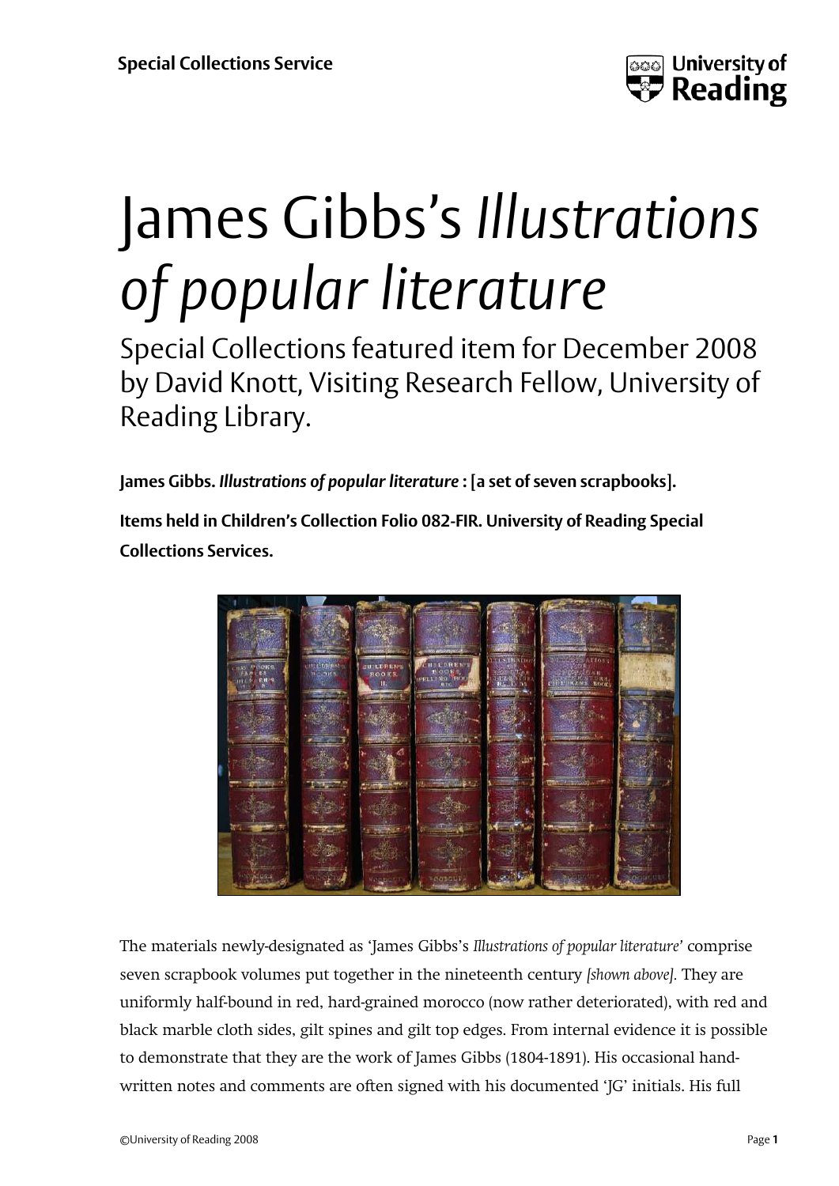Special Collections Service

# James Gibbs's *Illustrations of popular literature*

Special Collections featured item for December 2008 by David Knott, Visiting Research Fellow, University of Reading Library.

**James Gibbs. *Illustrations of popular literature* : [a set of seven scrapbooks].**

**Items held in Children's Collection Folio 082-FIR. University of Reading Special Collections Services.**

The materials newly-designated as 'James Gibbs's *Illustrations of popular literature*' comprise seven scrapbook volumes put together in the nineteenth century *[shown above].* They are uniformly half-bound in red, hard-grained morocco (now rather deteriorated), with red and black marble cloth sides, gilt spines and gilt top edges. From internal evidence it is possible to demonstrate that they are the work of James Gibbs (1804-1891). His occasional hand-written notes and comments are often signed with his documented 'JG' initials. His full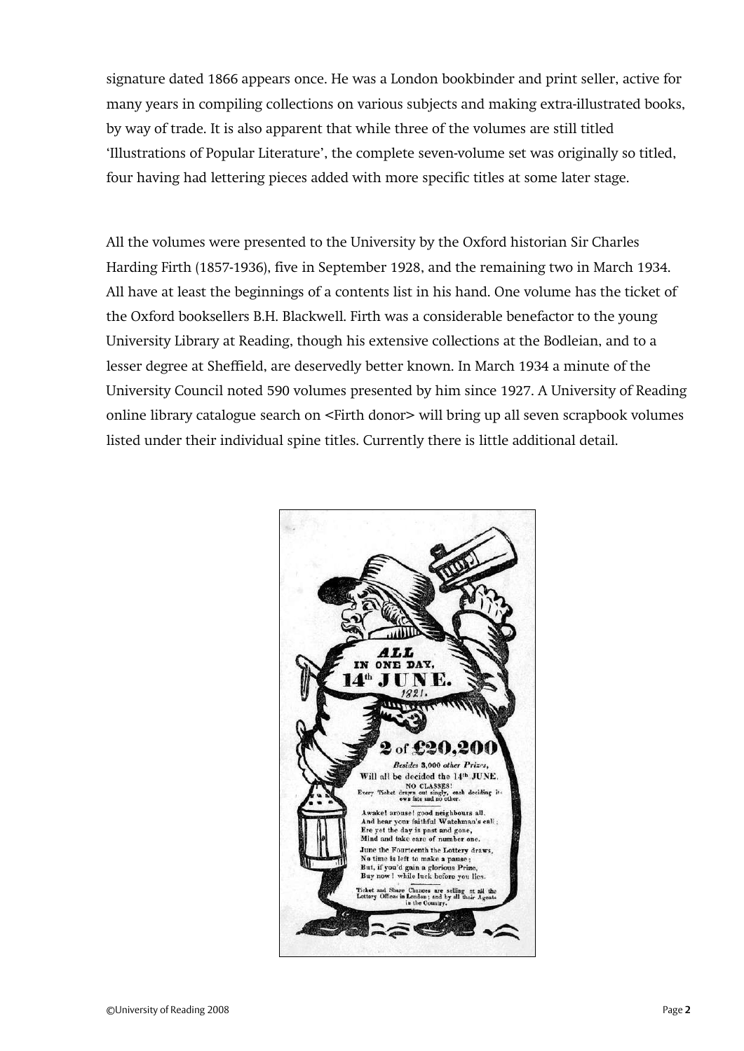signature dated 1866 appears once. He was a London bookbinder and print seller, active for many years in compiling collections on various subjects and making extra-illustrated books, by way of trade. It is also apparent that while three of the volumes are still titled 'Illustrations of Popular Literature', the complete seven-volume set was originally so titled, four having had lettering pieces added with more specific titles at some later stage.

All the volumes were presented to the University by the Oxford historian Sir Charles Harding Firth (1857-1936), five in September 1928, and the remaining two in March 1934. All have at least the beginnings of a contents list in his hand. One volume has the ticket of the Oxford booksellers B.H. Blackwell. Firth was a considerable benefactor to the young University Library at Reading, though his extensive collections at the Bodleian, and to a lesser degree at Sheffield, are deservedly better known. In March 1934 a minute of the University Council noted 590 volumes presented by him since 1927. A University of Reading online library catalogue search on <Firth donor> will bring up all seven scrapbook volumes listed under their individual spine titles. Currently there is little additional detail.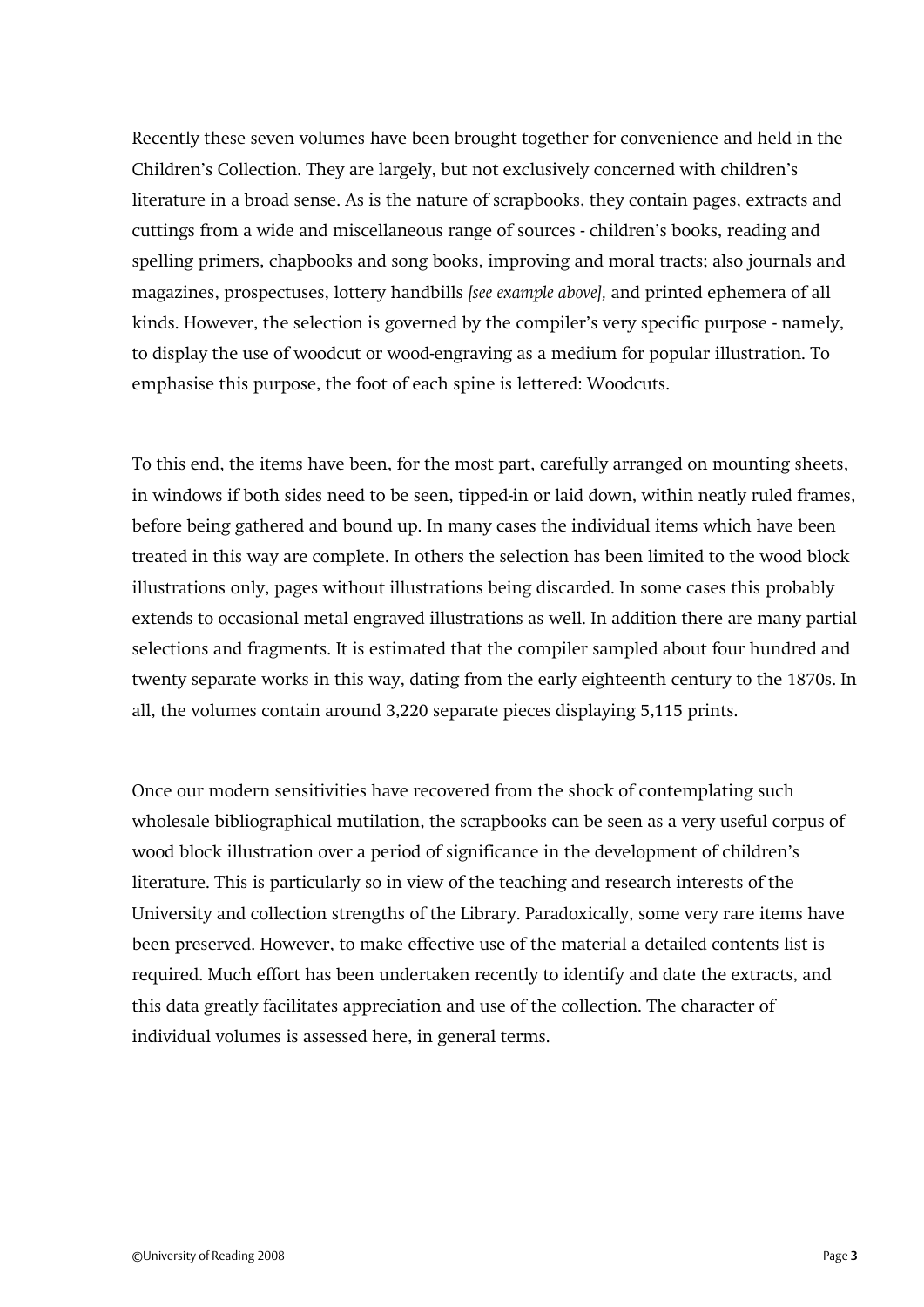Recently these seven volumes have been brought together for convenience and held in the Children's Collection. They are largely, but not exclusively concerned with children's literature in a broad sense. As is the nature of scrapbooks, they contain pages, extracts and cuttings from a wide and miscellaneous range of sources - children's books, reading and spelling primers, chapbooks and song books, improving and moral tracts; also journals and magazines, prospectuses, lottery handbills *[see example above],* and printed ephemera of all kinds. However, the selection is governed by the compiler's very specific purpose - namely, to display the use of woodcut or wood-engraving as a medium for popular illustration. To emphasise this purpose, the foot of each spine is lettered: Woodcuts.

To this end, the items have been, for the most part, carefully arranged on mounting sheets, in windows if both sides need to be seen, tipped-in or laid down, within neatly ruled frames, before being gathered and bound up. In many cases the individual items which have been treated in this way are complete. In others the selection has been limited to the wood block illustrations only, pages without illustrations being discarded. In some cases this probably extends to occasional metal engraved illustrations as well. In addition there are many partial selections and fragments. It is estimated that the compiler sampled about four hundred and twenty separate works in this way, dating from the early eighteenth century to the 1870s. In all, the volumes contain around 3,220 separate pieces displaying 5,115 prints.

Once our modern sensitivities have recovered from the shock of contemplating such wholesale bibliographical mutilation, the scrapbooks can be seen as a very useful corpus of wood block illustration over a period of significance in the development of children's literature. This is particularly so in view of the teaching and research interests of the University and collection strengths of the Library. Paradoxically, some very rare items have been preserved. However, to make effective use of the material a detailed contents list is required. Much effort has been undertaken recently to identify and date the extracts, and this data greatly facilitates appreciation and use of the collection. The character of individual volumes is assessed here, in general terms.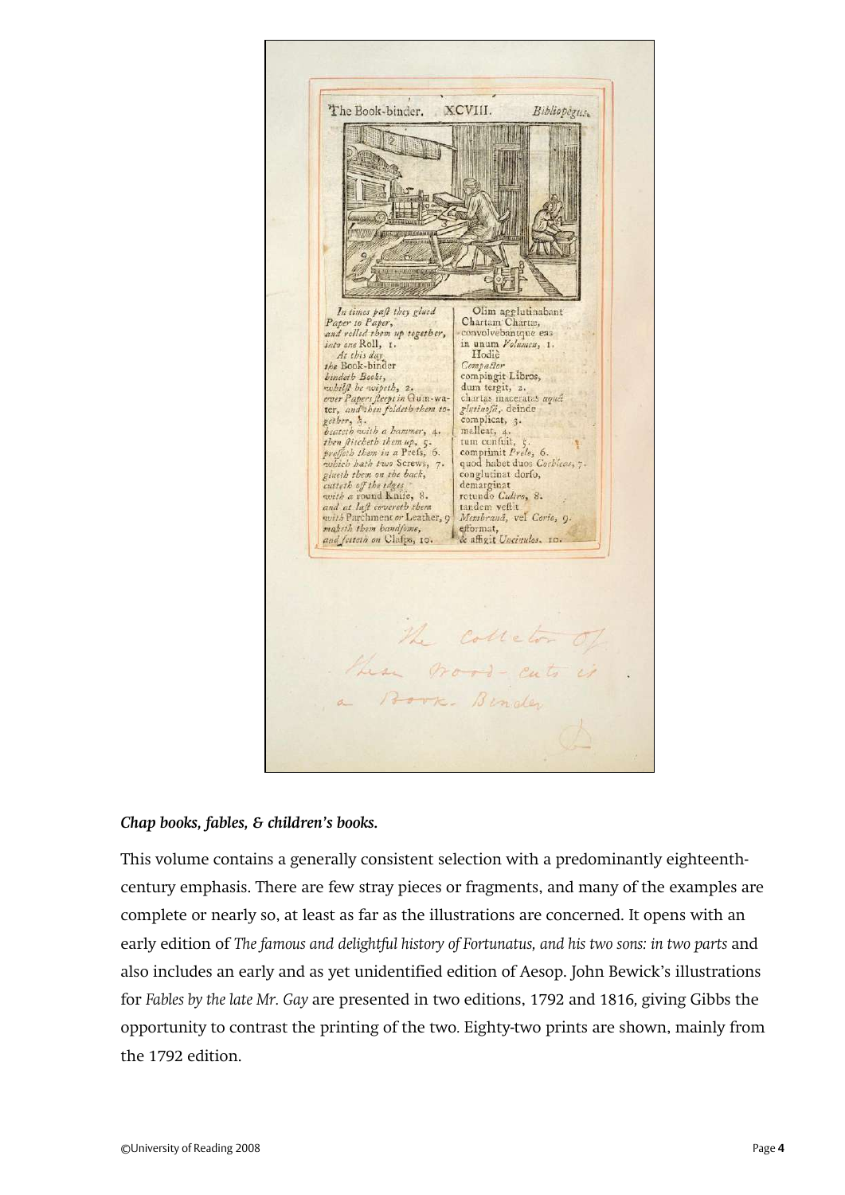***Chap books, fables, & children's books.***

This volume contains a generally consistent selection with a predominantly eighteenth-century emphasis. There are few stray pieces or fragments, and many of the examples are complete or nearly so, at least as far as the illustrations are concerned. It opens with an early edition of *The famous and delightful history of Fortunatus, and his two sons: in two parts* and also includes an early and as yet unidentified edition of Aesop. John Bewick's illustrations for *Fables by the late Mr. Gay* are presented in two editions, 1792 and 1816, giving Gibbs the opportunity to contrast the printing of the two. Eighty-two prints are shown, mainly from the 1792 edition.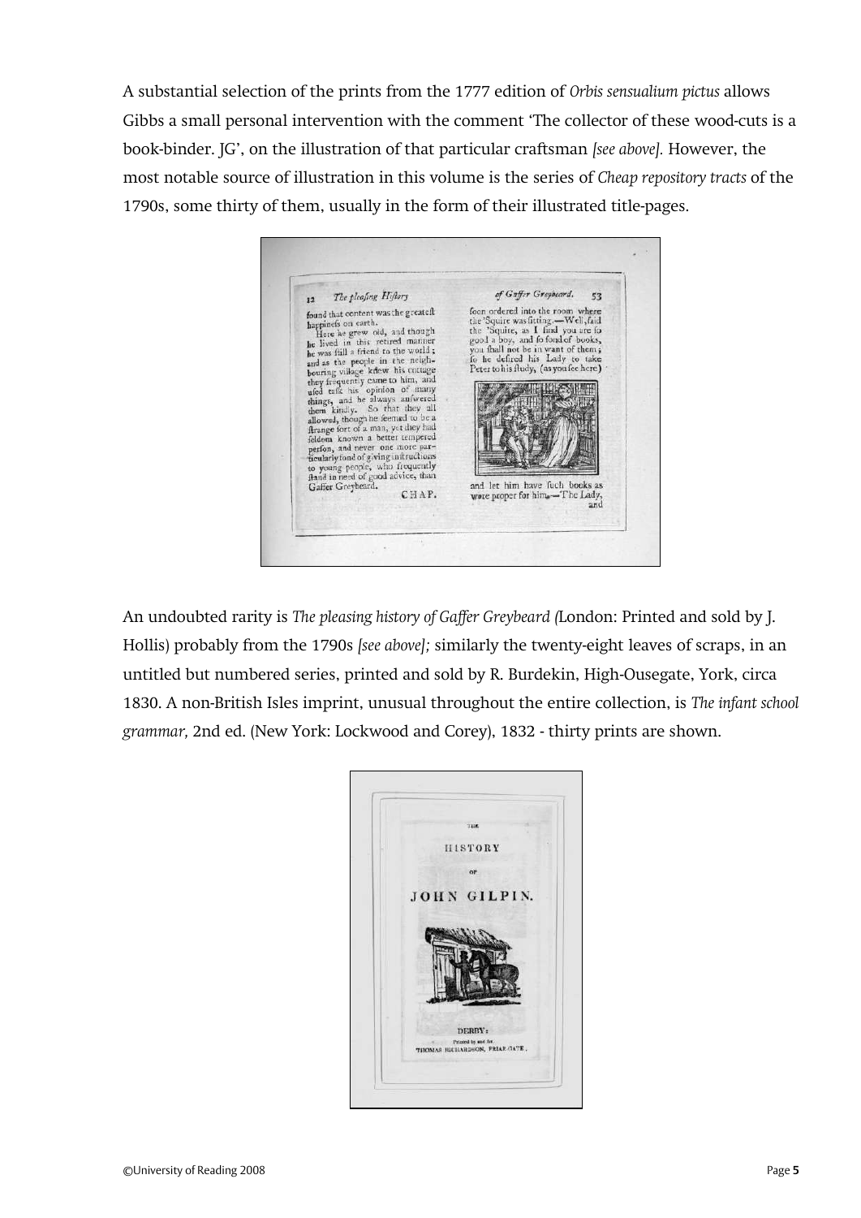A substantial selection of the prints from the 1777 edition of *Orbis sensualium pictus* allows Gibbs a small personal intervention with the comment 'The collector of these wood-cuts is a book-binder. JG', on the illustration of that particular craftsman *[see above].* However, the most notable source of illustration in this volume is the series of *Cheap repository tracts* of the 1790s, some thirty of them, usually in the form of their illustrated title-pages.

An undoubted rarity is *The pleasing history of Gaffer Greybeard (*London: Printed and sold by J. Hollis) probably from the 1790s *[see above];* similarly the twenty-eight leaves of scraps, in an untitled but numbered series, printed and sold by R. Burdekin, High-Ousegate, York, circa 1830. A non-British Isles imprint, unusual throughout the entire collection, is *The infant school grammar,* 2nd ed. (New York: Lockwood and Corey), 1832 - thirty prints are shown.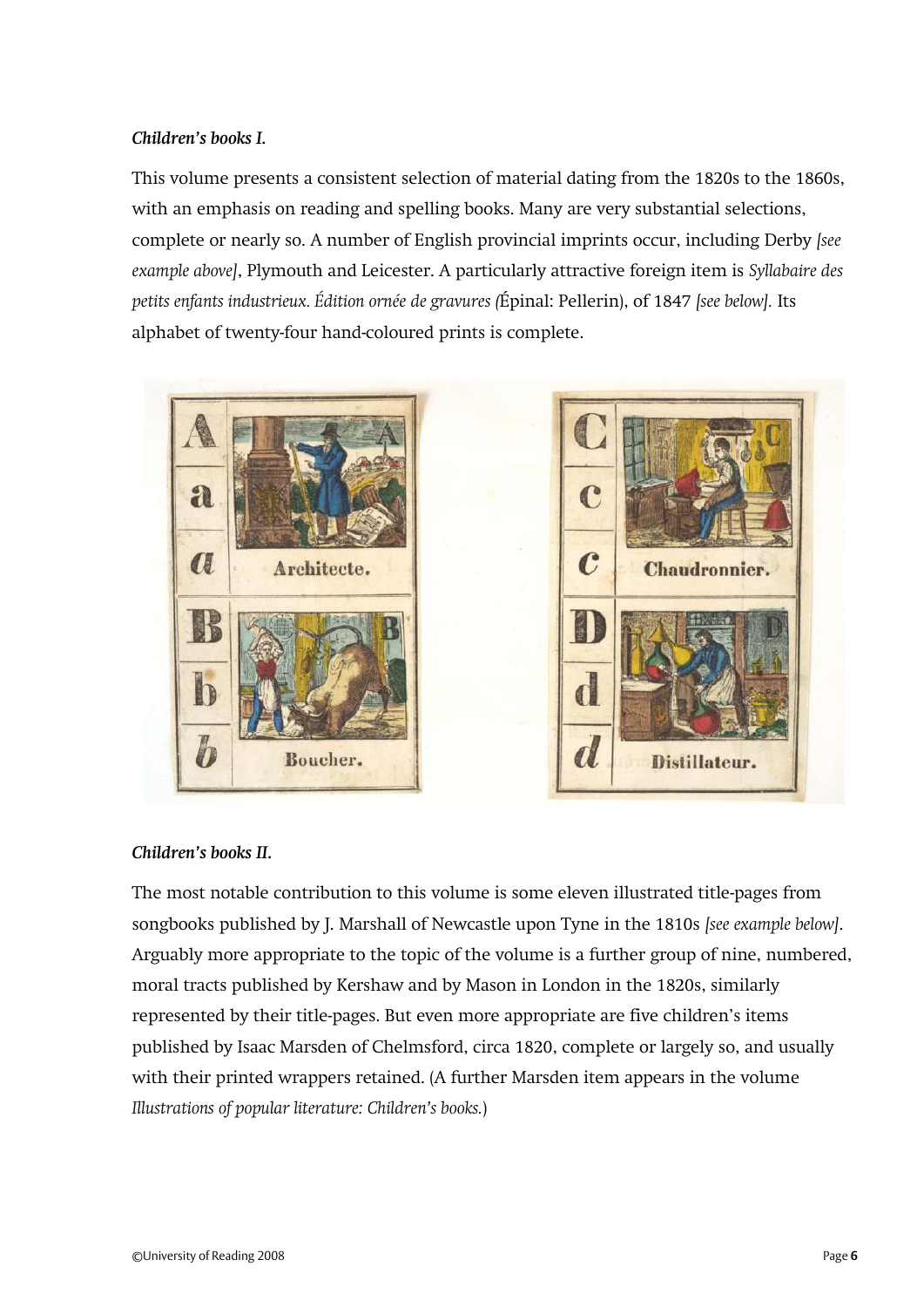*Children's books I.*

This volume presents a consistent selection of material dating from the 1820s to the 1860s, with an emphasis on reading and spelling books. Many are very substantial selections, complete or nearly so. A number of English provincial imprints occur, including Derby *[see example above]*, Plymouth and Leicester. A particularly attractive foreign item is *Syllabaire des petits enfants industrieux. Édition ornée de gravures (*Épinal: Pellerin), of 1847 *[see below].* Its alphabet of twenty-four hand-coloured prints is complete.

*Children's books II.*

The most notable contribution to this volume is some eleven illustrated title-pages from songbooks published by J. Marshall of Newcastle upon Tyne in the 1810s *[see example below]*. Arguably more appropriate to the topic of the volume is a further group of nine, numbered, moral tracts published by Kershaw and by Mason in London in the 1820s, similarly represented by their title-pages. But even more appropriate are five children's items published by Isaac Marsden of Chelmsford, circa 1820, complete or largely so, and usually with their printed wrappers retained. (A further Marsden item appears in the volume *Illustrations of popular literature: Children's books.*)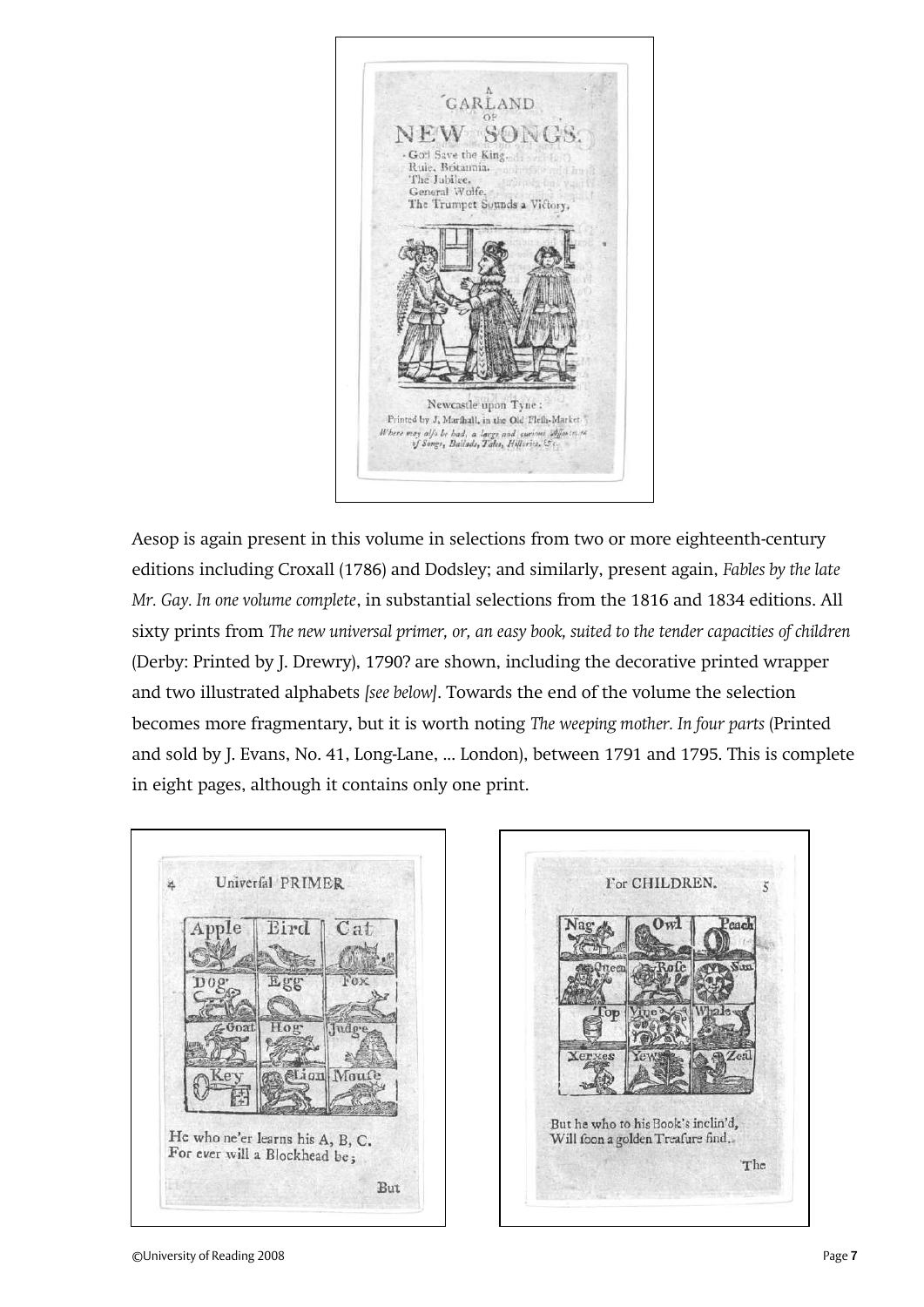Aesop is again present in this volume in selections from two or more eighteenth-century editions including Croxall (1786) and Dodsley; and similarly, present again, *Fables by the late Mr. Gay. In one volume complete*, in substantial selections from the 1816 and 1834 editions. All sixty prints from *The new universal primer, or, an easy book, suited to the tender capacities of children* (Derby: Printed by J. Drewry), 1790? are shown, including the decorative printed wrapper and two illustrated alphabets *[see below]*. Towards the end of the volume the selection becomes more fragmentary, but it is worth noting *The weeping mother. In four parts* (Printed and sold by J. Evans, No. 41, Long-Lane, ... London), between 1791 and 1795. This is complete in eight pages, although it contains only one print.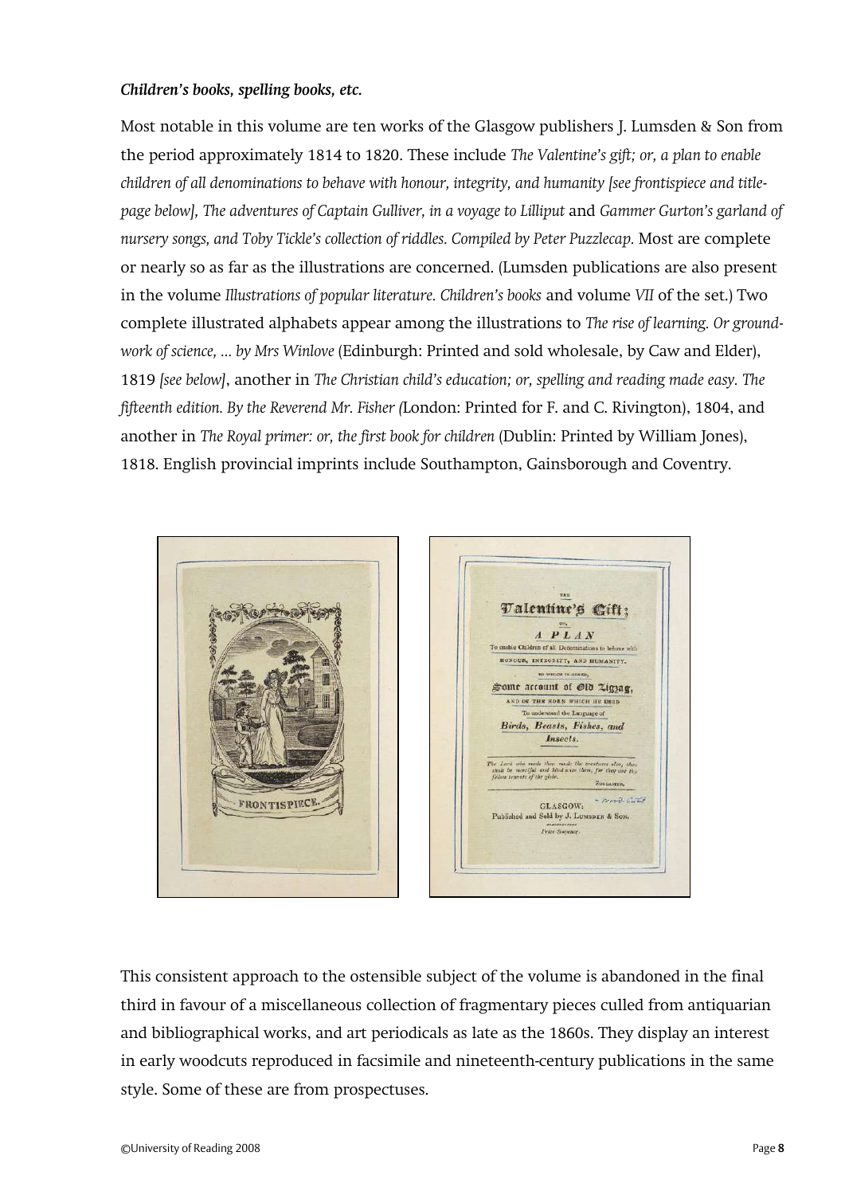***Children's books, spelling books, etc.***

Most notable in this volume are ten works of the Glasgow publishers J. Lumsden & Son from the period approximately 1814 to 1820. These include *The Valentine's gift; or, a plan to enable children of all denominations to behave with honour, integrity, and humanity [see frontispiece and title-page below], The adventures of Captain Gulliver, in a voyage to Lilliput* and *Gammer Gurton's garland of nursery songs, and Toby Tickle's collection of riddles. Compiled by Peter Puzzlecap.* Most are complete or nearly so as far as the illustrations are concerned. (Lumsden publications are also present in the volume *Illustrations of popular literature. Children's books* and volume *VII* of the set.) Two complete illustrated alphabets appear among the illustrations to *The rise of learning. Or ground-work of science, ... by Mrs Winlove* (Edinburgh: Printed and sold wholesale, by Caw and Elder), 1819 *[see below]*, another in *The Christian child's education; or, spelling and reading made easy. The fifteenth edition. By the Reverend Mr. Fisher (*London: Printed for F. and C. Rivington), 1804, and another in *The Royal primer: or, the first book for children* (Dublin: Printed by William Jones), 1818. English provincial imprints include Southampton, Gainsborough and Coventry.

This consistent approach to the ostensible subject of the volume is abandoned in the final third in favour of a miscellaneous collection of fragmentary pieces culled from antiquarian and bibliographical works, and art periodicals as late as the 1860s. They display an interest in early woodcuts reproduced in facsimile and nineteenth-century publications in the same style. Some of these are from prospectuses.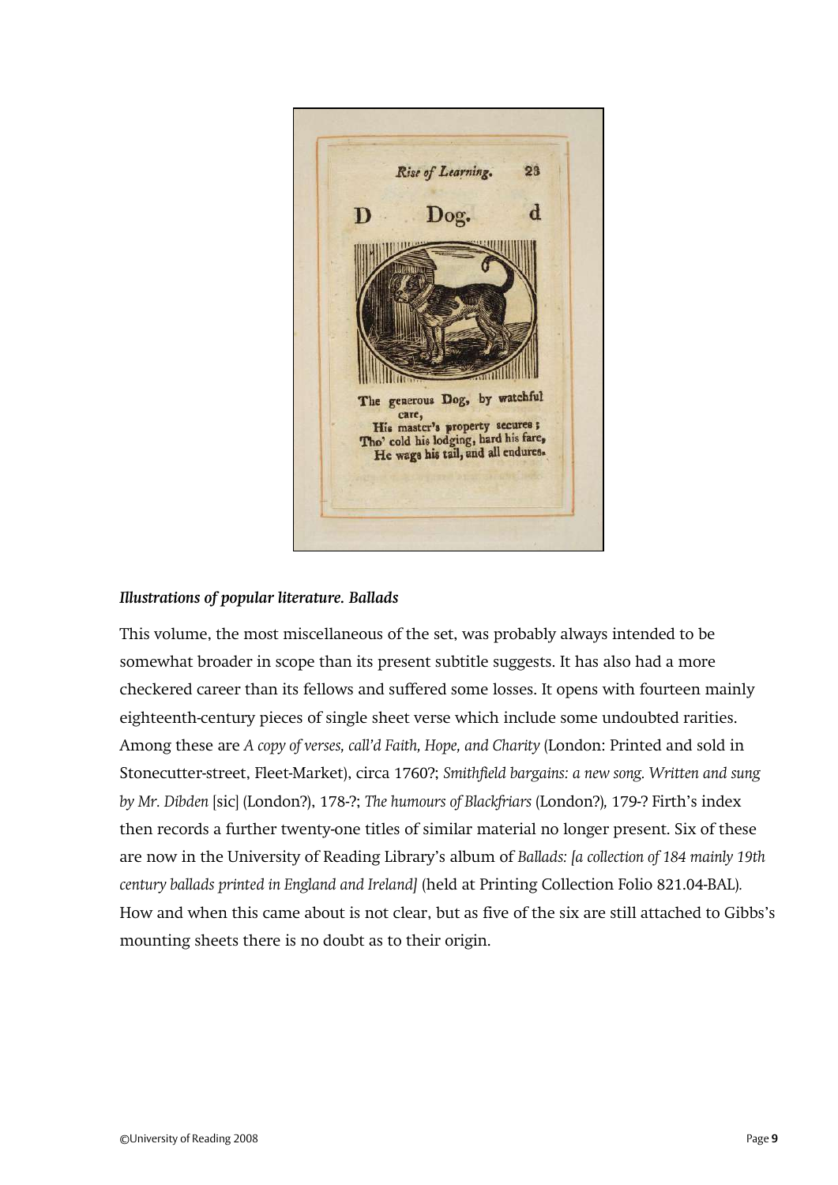*Illustrations of popular literature. Ballads*

This volume, the most miscellaneous of the set, was probably always intended to be somewhat broader in scope than its present subtitle suggests. It has also had a more checkered career than its fellows and suffered some losses. It opens with fourteen mainly eighteenth-century pieces of single sheet verse which include some undoubted rarities. Among these are *A copy of verses, call'd Faith, Hope, and Charity* (London: Printed and sold in Stonecutter-street, Fleet-Market), circa 1760?; *Smithfield bargains: a new song. Written and sung by Mr. Dibden* [sic] (London?), 178-?; *The humours of Blackfriars* (London?), 179-? Firth's index then records a further twenty-one titles of similar material no longer present. Six of these are now in the University of Reading Library's album of *Ballads: [a collection of 184 mainly 19th century ballads printed in England and Ireland]* (held at Printing Collection Folio 821.04-BAL). How and when this came about is not clear, but as five of the six are still attached to Gibbs's mounting sheets there is no doubt as to their origin.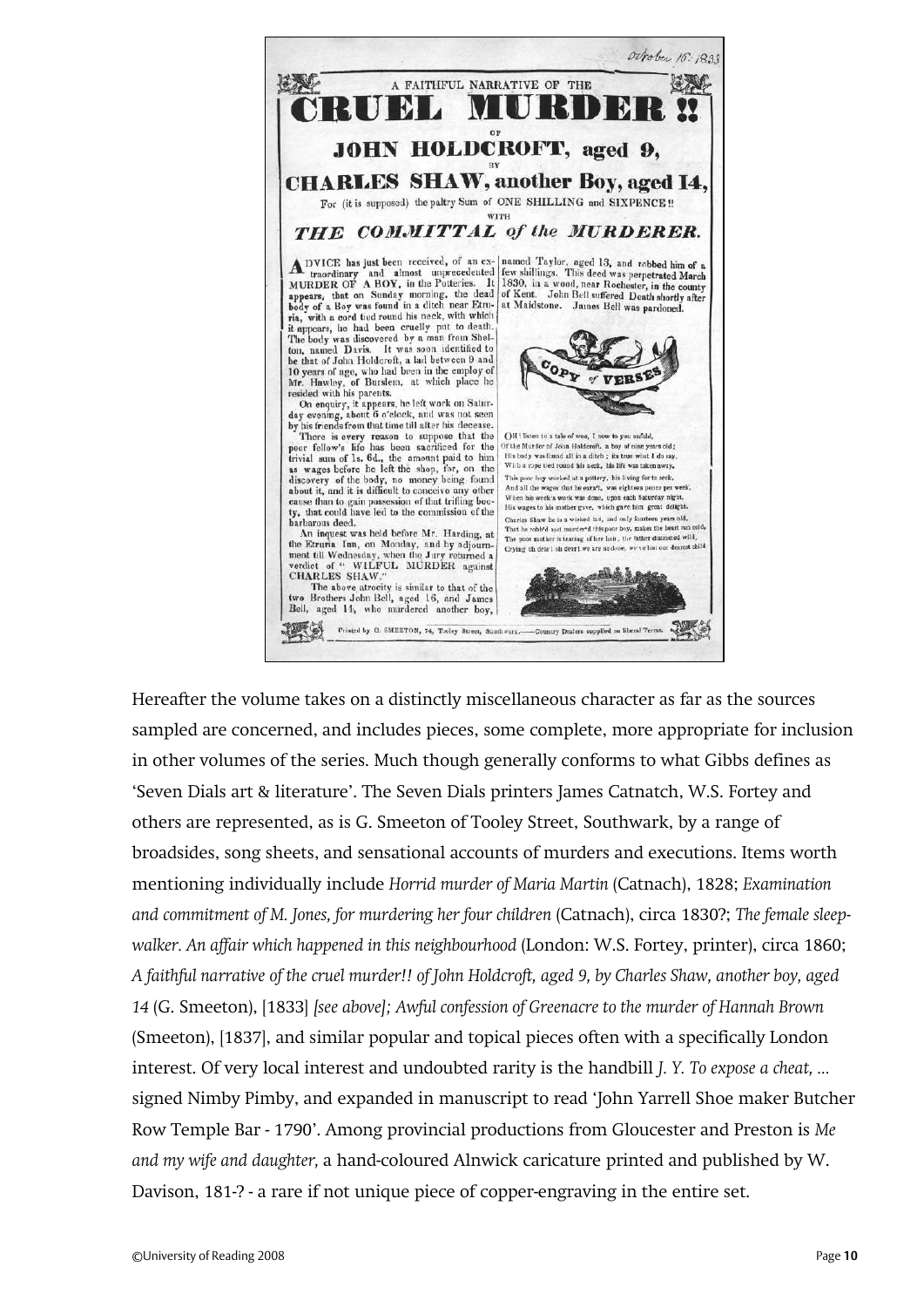October 16. 1833

A FAITHFUL NARRATIVE OF THE

# CRUEL MURDER!!

OF

## JOHN HOLDCROFT, aged 9,

BY

## CHARLES SHAW, another Boy, aged 14,

For (it is supposed) the paltry Sum of ONE SHILLING and SIXPENCE!!

WITH

## *THE COMMITTAL of the MURDERER.*

ADVICE has just been received, of an extraordinary and almost unprecedented MURDER OF A BOY, in the Potteries. It appears, that on Sunday morning, the dead body of a Boy was found in a ditch near Etruria, with a cord tied round his neck, with which it appears, he had been cruelly put to death. The body was discovered by a man from Shelton, named Davis. It was soon identified to be that of John Holdcroft, a lad between 9 and 10 years of age, who had been in the employ of Mr. Hawley, of Burslem, at which place he resided with his parents.

On enquiry, it appears, he left work on Saturday evening, about 6 o'clock, and was not seen by his friends from that time till after his decease.

There is every reason to suppose that the poor fellow's life has been sacrificed for the trivial sum of 1s. 6d., the amount paid to him as wages before he left the shop, for, on the discovery of the body, no money being found about it, and it is difficult to conceive any other cause than to gain possession of that trifling booty, that could have led to the commission of the barbarous deed.

An inquest was held before Mr. Harding, at the Etruria Inn, on Monday, and by adjournment till Wednesday, when the Jury returned a verdict of "WILFUL MURDER against CHARLES SHAW."

The above atrocity is similar to that of the two Brothers John Bell, aged 16, and James Bell, aged 14, who murdered another boy, named Taylor, aged 13, and robbed him of a few shillings. This deed was perpetrated March 1830, in a wood, near Rochester, in the county of Kent. John Bell suffered Death shortly after at Maidstone. James Bell was pardoned.

COPY of VERSES

OH! listen to a tale of woe, I now to you unfold,
Of the Murder of John Holdcroft, a boy of nine years old;
His body was found all in a ditch; its true what I do say,
With a rope tied round his neck, his life was taken away.

This poor boy worked at a pottery, his living for to seek,
And all the wages that he earn't, was eighteen pence per week,
When his week's work was done, upon each Saturday night,
His wages to his mother gave, which gave him great delight.

Charles Shaw he is a wicked lad, and only fourteen years old,
That he robb'd and murder'd this poor boy, makes the heart run cold,
The poor mother is tearing of her hair, the father distracted wild,
Crying oh dear! oh dear! we are undone, we've lost our dearest child

Printed by G. SMEETON, 74, Tooley Street, Southwark.——Country Dealers supplied on liberal Terms.

Hereafter the volume takes on a distinctly miscellaneous character as far as the sources sampled are concerned, and includes pieces, some complete, more appropriate for inclusion in other volumes of the series. Much though generally conforms to what Gibbs defines as 'Seven Dials art & literature'. The Seven Dials printers James Catnatch, W.S. Fortey and others are represented, as is G. Smeeton of Tooley Street, Southwark, by a range of broadsides, song sheets, and sensational accounts of murders and executions. Items worth mentioning individually include *Horrid murder of Maria Martin* (Catnach), 1828; *Examination and commitment of M. Jones, for murdering her four children* (Catnach), circa 1830?; *The female sleep-walker. An affair which happened in this neighbourhood* (London: W.S. Fortey, printer), circa 1860; *A faithful narrative of the cruel murder!! of John Holdcroft, aged 9, by Charles Shaw, another boy, aged 14* (G. Smeeton), [1833] *[see above]; Awful confession of Greenacre to the murder of Hannah Brown* (Smeeton), [1837], and similar popular and topical pieces often with a specifically London interest. Of very local interest and undoubted rarity is the handbill *J. Y. To expose a cheat, ...* signed Nimby Pimby, and expanded in manuscript to read 'John Yarrell Shoe maker Butcher Row Temple Bar - 1790'. Among provincial productions from Gloucester and Preston is *Me and my wife and daughter,* a hand-coloured Alnwick caricature printed and published by W. Davison, 181-? - a rare if not unique piece of copper-engraving in the entire set.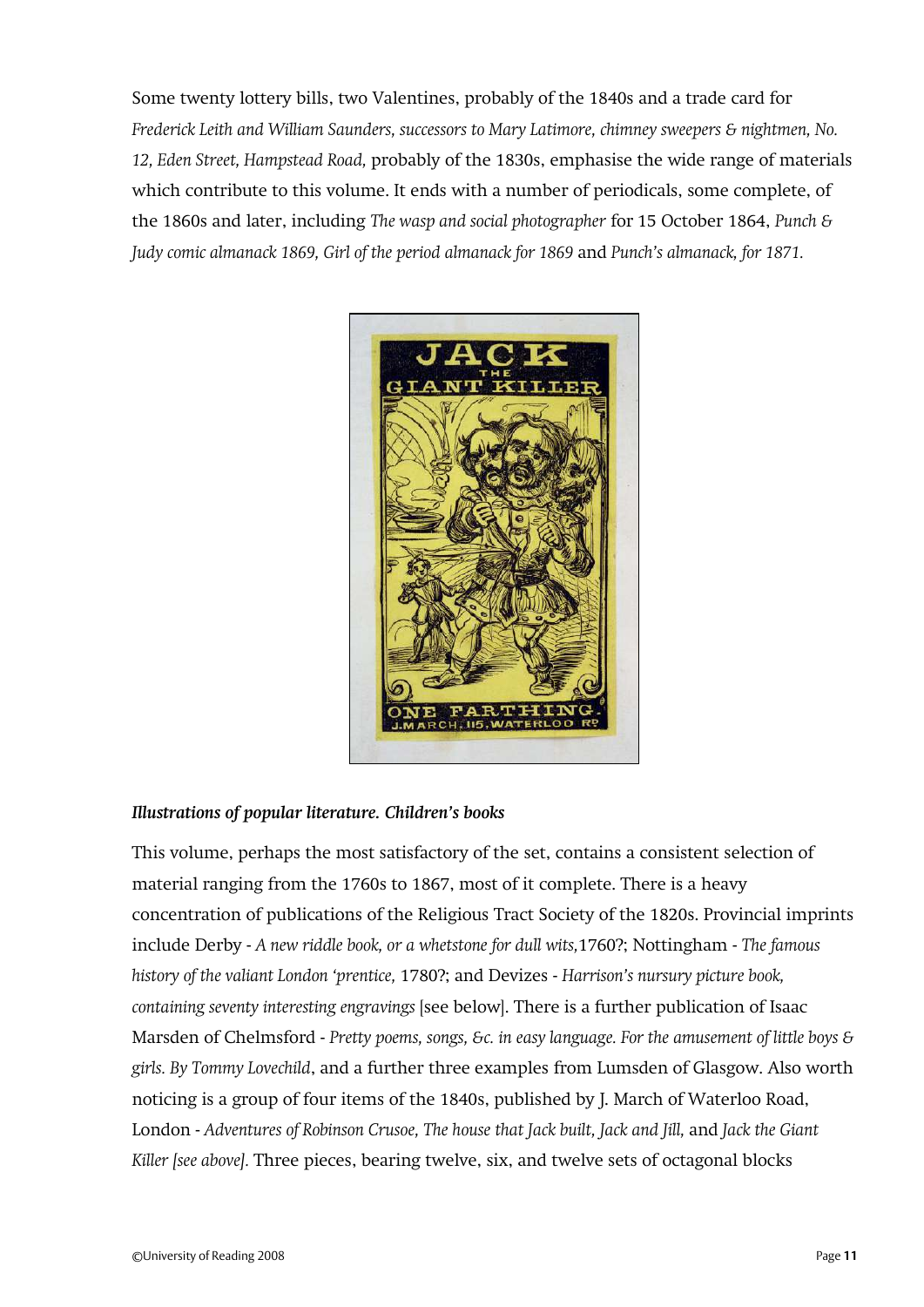Some twenty lottery bills, two Valentines, probably of the 1840s and a trade card for *Frederick Leith and William Saunders, successors to Mary Latimore, chimney sweepers & nightmen, No. 12, Eden Street, Hampstead Road,* probably of the 1830s, emphasise the wide range of materials which contribute to this volume. It ends with a number of periodicals, some complete, of the 1860s and later, including *The wasp and social photographer* for 15 October 1864, *Punch & Judy comic almanack 1869, Girl of the period almanack for 1869* and *Punch's almanack, for 1871.*

***Illustrations of popular literature. Children's books***

This volume, perhaps the most satisfactory of the set, contains a consistent selection of material ranging from the 1760s to 1867, most of it complete. There is a heavy concentration of publications of the Religious Tract Society of the 1820s. Provincial imprints include Derby - *A new riddle book, or a whetstone for dull wits,*1760?; Nottingham - *The famous history of the valiant London 'prentice,* 1780?; and Devizes - *Harrison's nursury picture book, containing seventy interesting engravings* [see below]. There is a further publication of Isaac Marsden of Chelmsford - *Pretty poems, songs, &c. in easy language. For the amusement of little boys & girls. By Tommy Lovechild*, and a further three examples from Lumsden of Glasgow. Also worth noticing is a group of four items of the 1840s, published by J. March of Waterloo Road, London - *Adventures of Robinson Crusoe, The house that Jack built, Jack and Jill,* and *Jack the Giant Killer [see above].* Three pieces, bearing twelve, six, and twelve sets of octagonal blocks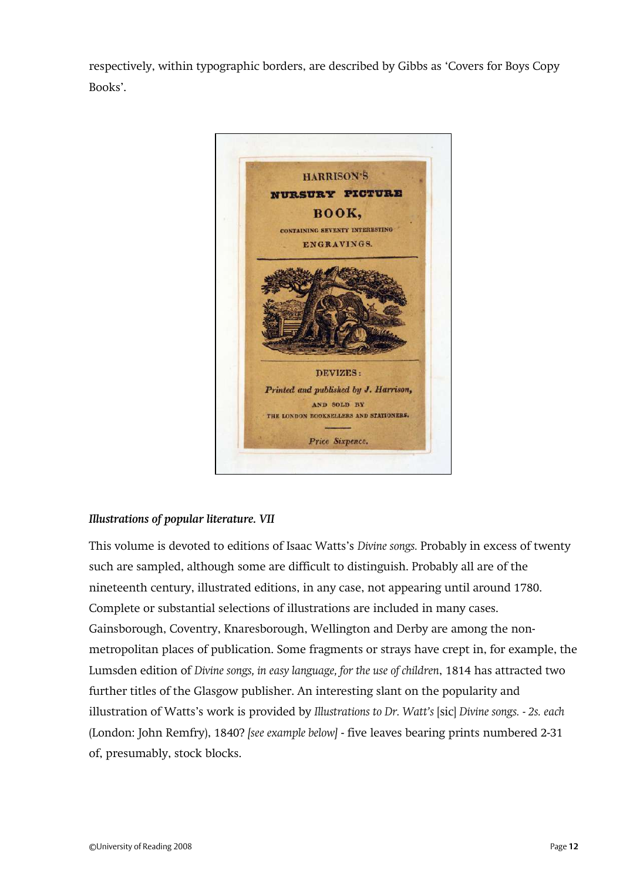respectively, within typographic borders, are described by Gibbs as 'Covers for Boys Copy Books'.

***Illustrations of popular literature. VII***

This volume is devoted to editions of Isaac Watts's *Divine songs.* Probably in excess of twenty such are sampled, although some are difficult to distinguish. Probably all are of the nineteenth century, illustrated editions, in any case, not appearing until around 1780. Complete or substantial selections of illustrations are included in many cases. Gainsborough, Coventry, Knaresborough, Wellington and Derby are among the non-metropolitan places of publication. Some fragments or strays have crept in, for example, the Lumsden edition of *Divine songs, in easy language, for the use of children*, 1814 has attracted two further titles of the Glasgow publisher. An interesting slant on the popularity and illustration of Watts's work is provided by *Illustrations to Dr. Watt's* [sic] *Divine songs. - 2s. each* (London: John Remfry), 1840? *[see example below]* - five leaves bearing prints numbered 2-31 of, presumably, stock blocks.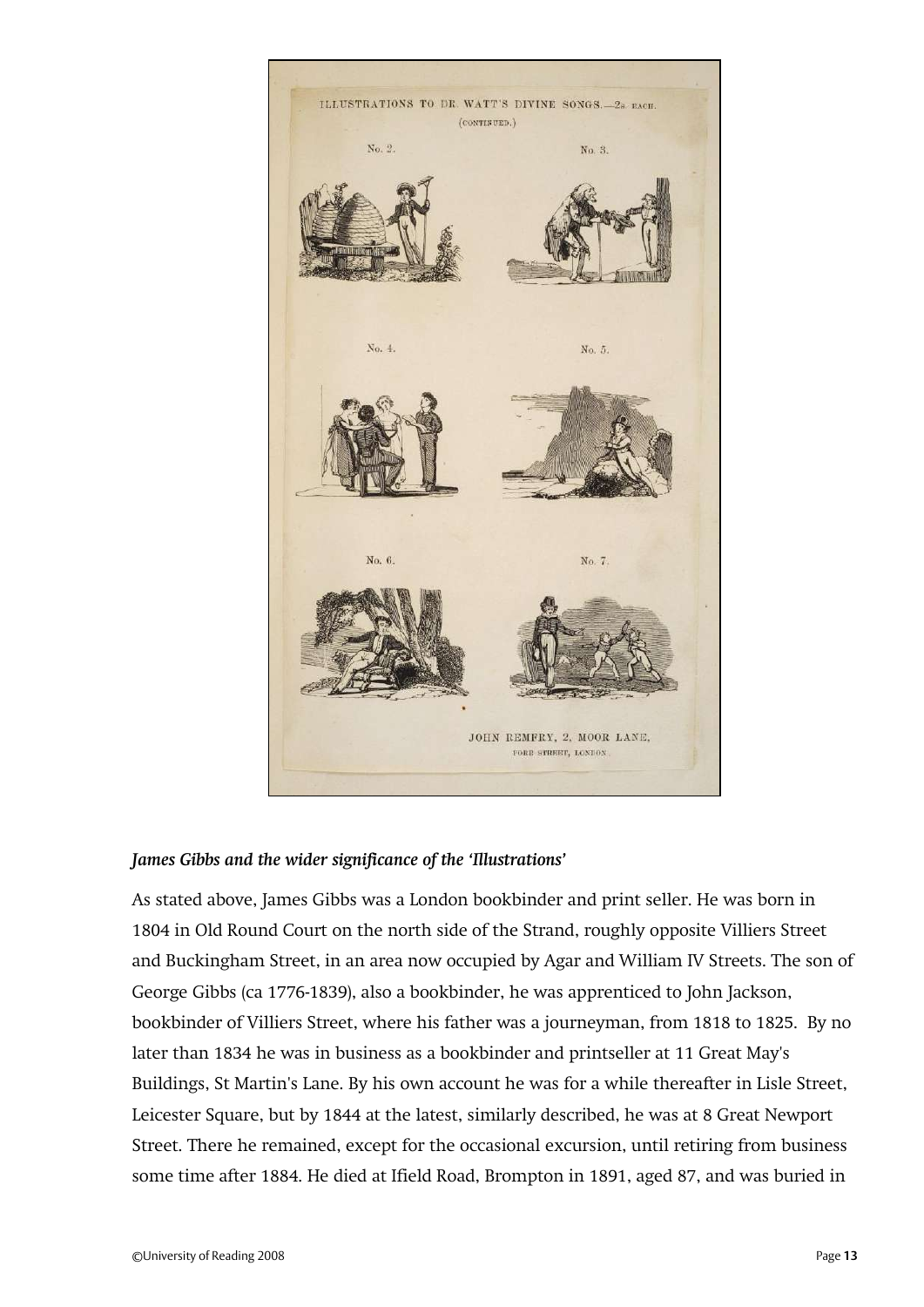ILLUSTRATIONS TO DR. WATT'S DIVINE SONGS.—2s. EACH.
(CONTINUED.)

No. 2. No. 3.

No. 4. No. 5.

No. 6. No. 7.

JOHN REMFRY, 2, MOOR LANE,
FORE STREET, LONDON.

### *James Gibbs and the wider significance of the 'Illustrations'*

As stated above, James Gibbs was a London bookbinder and print seller. He was born in 1804 in Old Round Court on the north side of the Strand, roughly opposite Villiers Street and Buckingham Street, in an area now occupied by Agar and William IV Streets. The son of George Gibbs (ca 1776-1839), also a bookbinder, he was apprenticed to John Jackson, bookbinder of Villiers Street, where his father was a journeyman, from 1818 to 1825. By no later than 1834 he was in business as a bookbinder and printseller at 11 Great May's Buildings, St Martin's Lane. By his own account he was for a while thereafter in Lisle Street, Leicester Square, but by 1844 at the latest, similarly described, he was at 8 Great Newport Street. There he remained, except for the occasional excursion, until retiring from business some time after 1884. He died at Ifield Road, Brompton in 1891, aged 87, and was buried in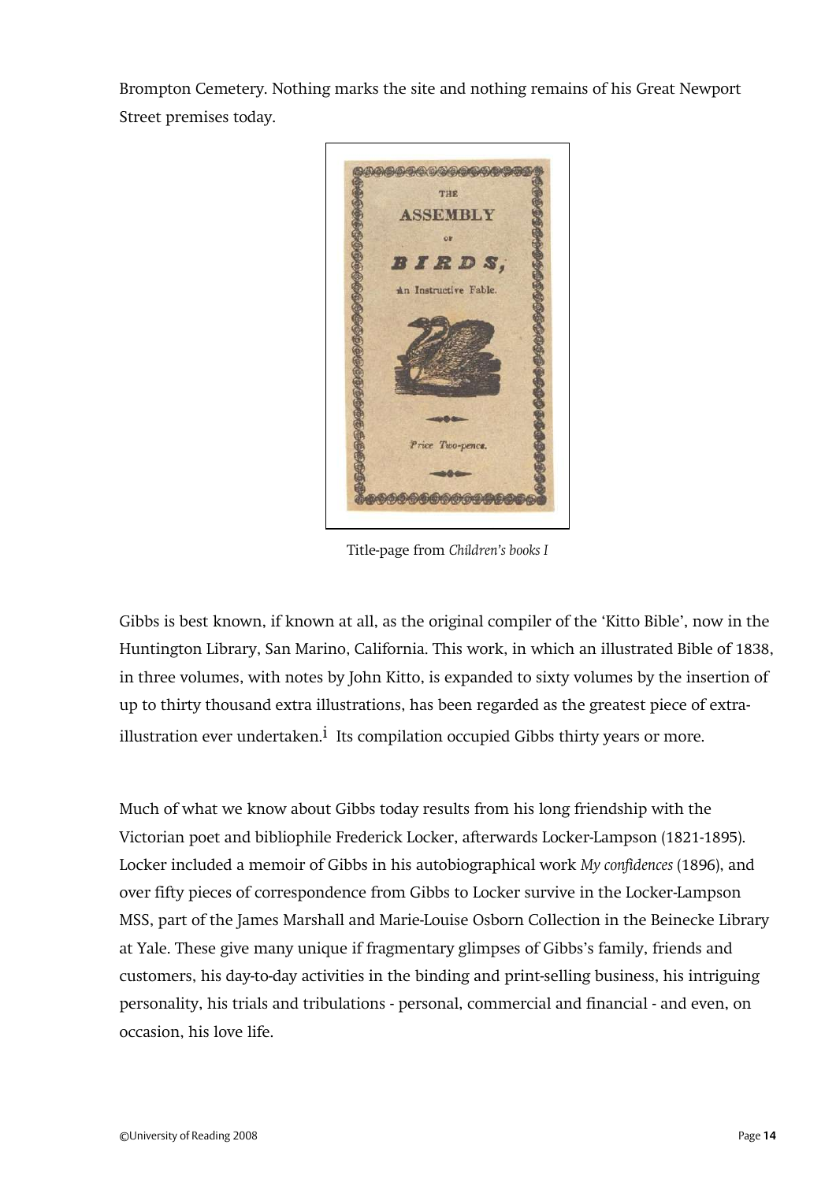Brompton Cemetery. Nothing marks the site and nothing remains of his Great Newport Street premises today.

Title-page from *Children's books I*

Gibbs is best known, if known at all, as the original compiler of the 'Kitto Bible', now in the Huntington Library, San Marino, California. This work, in which an illustrated Bible of 1838, in three volumes, with notes by John Kitto, is expanded to sixty volumes by the insertion of up to thirty thousand extra illustrations, has been regarded as the greatest piece of extra-illustration ever undertaken.[i] Its compilation occupied Gibbs thirty years or more.

Much of what we know about Gibbs today results from his long friendship with the Victorian poet and bibliophile Frederick Locker, afterwards Locker-Lampson (1821-1895). Locker included a memoir of Gibbs in his autobiographical work *My confidences* (1896), and over fifty pieces of correspondence from Gibbs to Locker survive in the Locker-Lampson MSS, part of the James Marshall and Marie-Louise Osborn Collection in the Beinecke Library at Yale. These give many unique if fragmentary glimpses of Gibbs's family, friends and customers, his day-to-day activities in the binding and print-selling business, his intriguing personality, his trials and tribulations - personal, commercial and financial - and even, on occasion, his love life.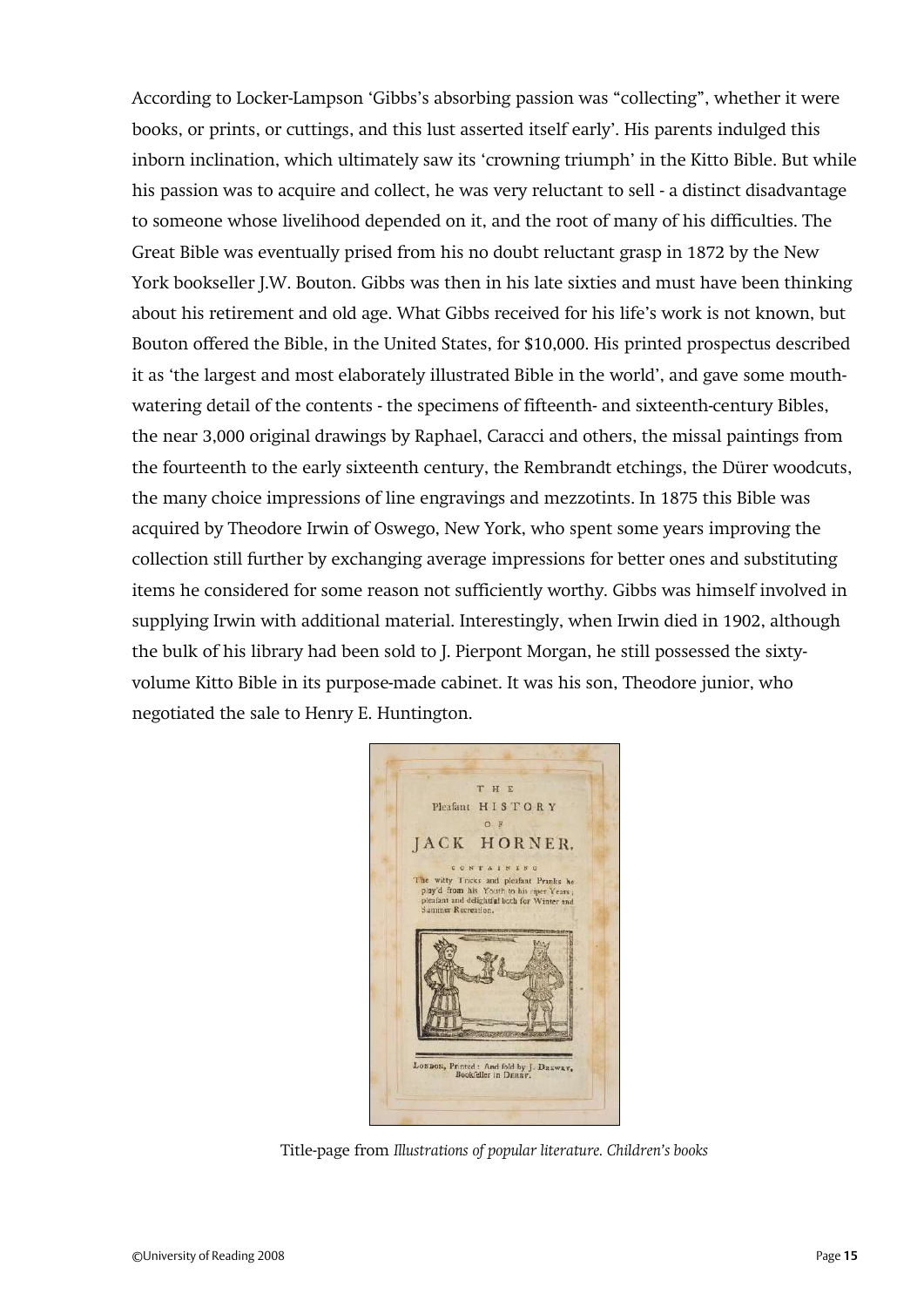According to Locker-Lampson 'Gibbs's absorbing passion was "collecting", whether it were books, or prints, or cuttings, and this lust asserted itself early'. His parents indulged this inborn inclination, which ultimately saw its 'crowning triumph' in the Kitto Bible. But while his passion was to acquire and collect, he was very reluctant to sell - a distinct disadvantage to someone whose livelihood depended on it, and the root of many of his difficulties. The Great Bible was eventually prised from his no doubt reluctant grasp in 1872 by the New York bookseller J.W. Bouton. Gibbs was then in his late sixties and must have been thinking about his retirement and old age. What Gibbs received for his life's work is not known, but Bouton offered the Bible, in the United States, for $10,000. His printed prospectus described it as 'the largest and most elaborately illustrated Bible in the world', and gave some mouth-watering detail of the contents - the specimens of fifteenth- and sixteenth-century Bibles, the near 3,000 original drawings by Raphael, Caracci and others, the missal paintings from the fourteenth to the early sixteenth century, the Rembrandt etchings, the Dürer woodcuts, the many choice impressions of line engravings and mezzotints. In 1875 this Bible was acquired by Theodore Irwin of Oswego, New York, who spent some years improving the collection still further by exchanging average impressions for better ones and substituting items he considered for some reason not sufficiently worthy. Gibbs was himself involved in supplying Irwin with additional material. Interestingly, when Irwin died in 1902, although the bulk of his library had been sold to J. Pierpont Morgan, he still possessed the sixty-volume Kitto Bible in its purpose-made cabinet. It was his son, Theodore junior, who negotiated the sale to Henry E. Huntington.

Title-page from *Illustrations of popular literature. Children's books*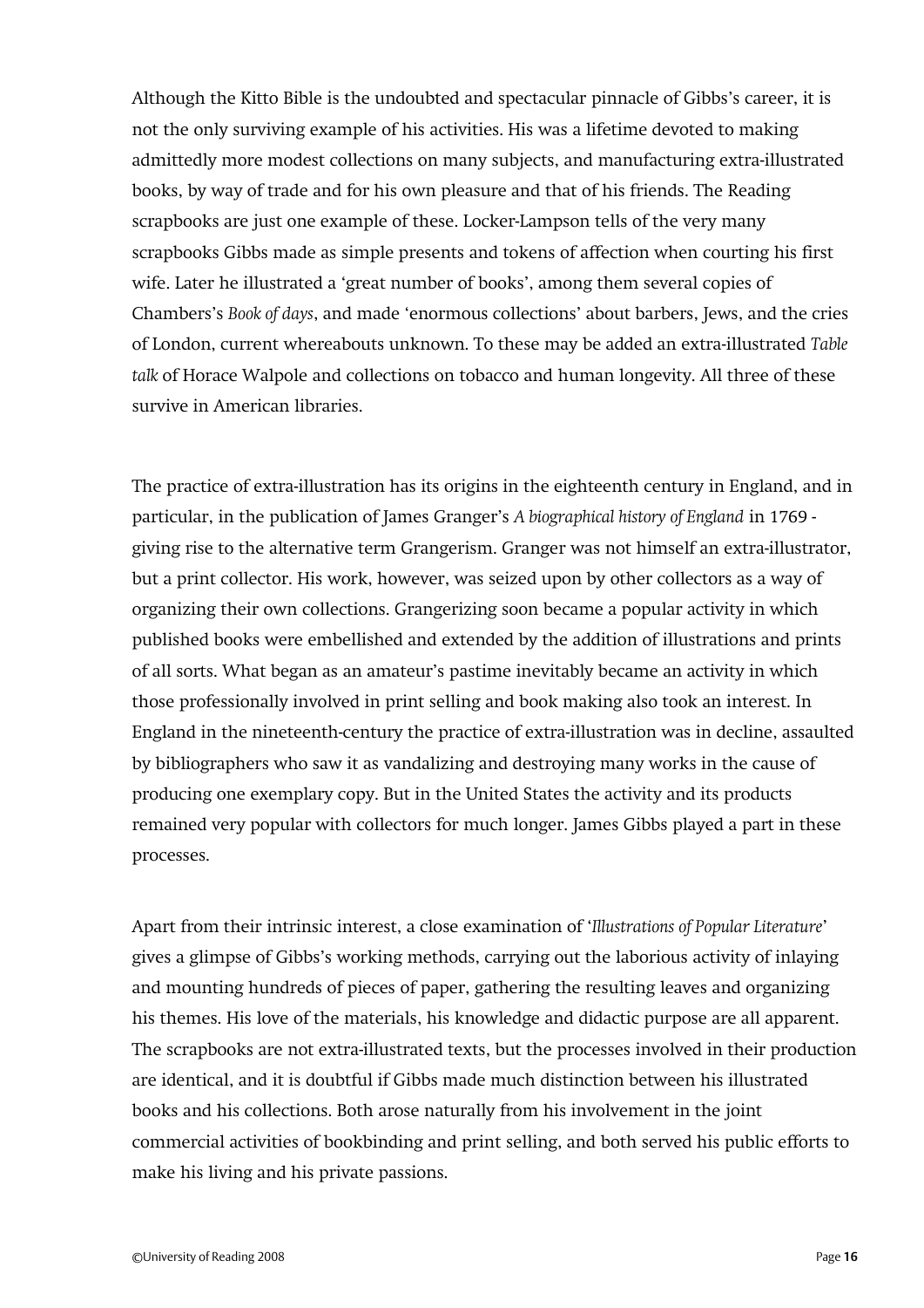Although the Kitto Bible is the undoubted and spectacular pinnacle of Gibbs's career, it is not the only surviving example of his activities. His was a lifetime devoted to making admittedly more modest collections on many subjects, and manufacturing extra-illustrated books, by way of trade and for his own pleasure and that of his friends. The Reading scrapbooks are just one example of these. Locker-Lampson tells of the very many scrapbooks Gibbs made as simple presents and tokens of affection when courting his first wife. Later he illustrated a 'great number of books', among them several copies of Chambers's *Book of days*, and made 'enormous collections' about barbers, Jews, and the cries of London, current whereabouts unknown. To these may be added an extra-illustrated *Table talk* of Horace Walpole and collections on tobacco and human longevity. All three of these survive in American libraries.

The practice of extra-illustration has its origins in the eighteenth century in England, and in particular, in the publication of James Granger's *A biographical history of England* in 1769 - giving rise to the alternative term Grangerism. Granger was not himself an extra-illustrator, but a print collector. His work, however, was seized upon by other collectors as a way of organizing their own collections. Grangerizing soon became a popular activity in which published books were embellished and extended by the addition of illustrations and prints of all sorts. What began as an amateur's pastime inevitably became an activity in which those professionally involved in print selling and book making also took an interest. In England in the nineteenth-century the practice of extra-illustration was in decline, assaulted by bibliographers who saw it as vandalizing and destroying many works in the cause of producing one exemplary copy. But in the United States the activity and its products remained very popular with collectors for much longer. James Gibbs played a part in these processes.

Apart from their intrinsic interest, a close examination of '*Illustrations of Popular Literature*' gives a glimpse of Gibbs's working methods, carrying out the laborious activity of inlaying and mounting hundreds of pieces of paper, gathering the resulting leaves and organizing his themes. His love of the materials, his knowledge and didactic purpose are all apparent. The scrapbooks are not extra-illustrated texts, but the processes involved in their production are identical, and it is doubtful if Gibbs made much distinction between his illustrated books and his collections. Both arose naturally from his involvement in the joint commercial activities of bookbinding and print selling, and both served his public efforts to make his living and his private passions.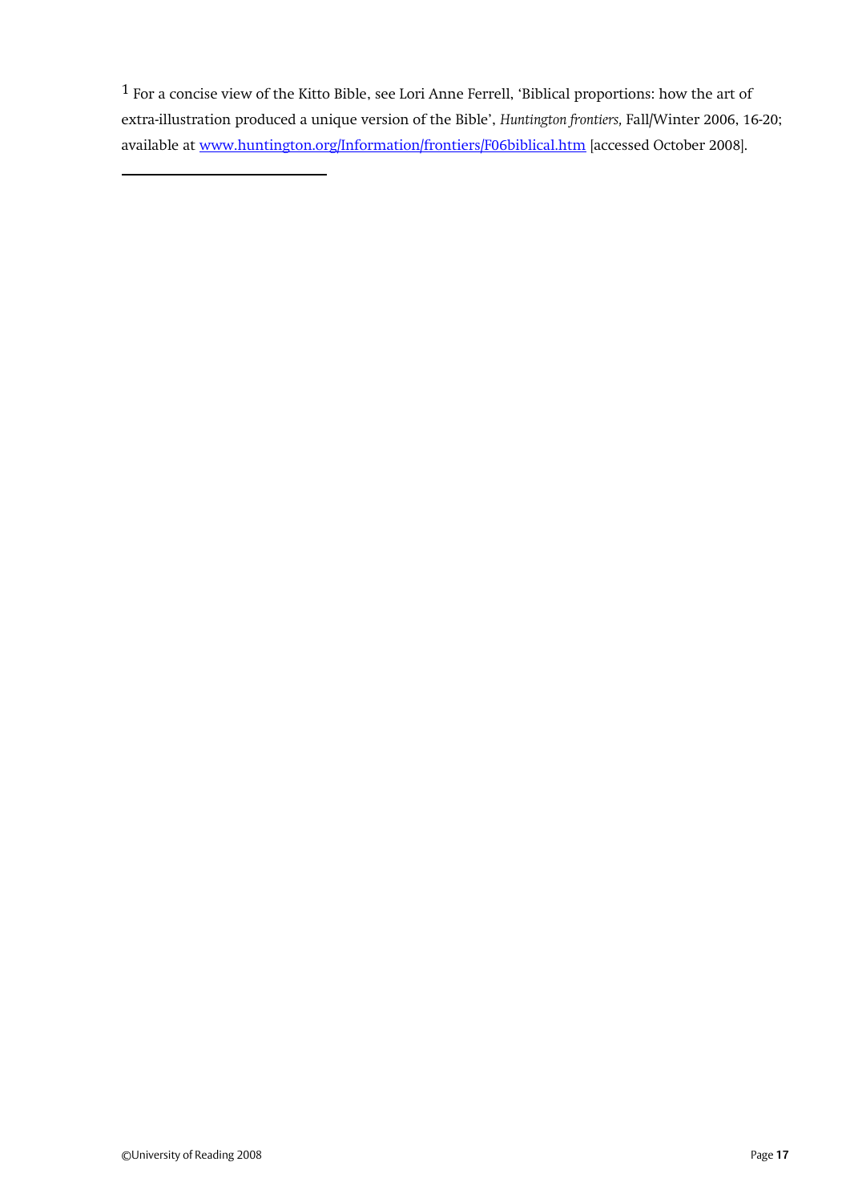[1] For a concise view of the Kitto Bible, see Lori Anne Ferrell, 'Biblical proportions: how the art of extra-illustration produced a unique version of the Bible', *Huntington frontiers,* Fall/Winter 2006, 16-20; available at www.huntington.org/Information/frontiers/F06biblical.htm [accessed October 2008].